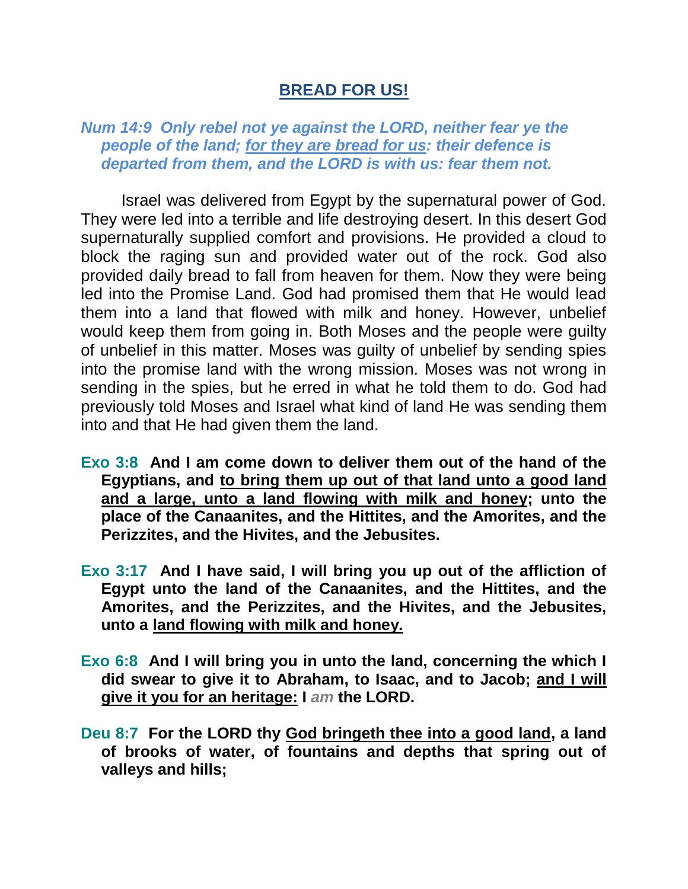# BREAD FOR US!

***Num 14:9  Only rebel not ye against the LORD, neither fear ye the people of the land; <u>for they are bread for us</u>: their defence is departed from them, and the LORD is with us: fear them not.***

Israel was delivered from Egypt by the supernatural power of God. They were led into a terrible and life destroying desert. In this desert God supernaturally supplied comfort and provisions. He provided a cloud to block the raging sun and provided water out of the rock. God also provided daily bread to fall from heaven for them. Now they were being led into the Promise Land. God had promised them that He would lead them into a land that flowed with milk and honey. However, unbelief would keep them from going in. Both Moses and the people were guilty of unbelief in this matter. Moses was guilty of unbelief by sending spies into the promise land with the wrong mission. Moses was not wrong in sending in the spies, but he erred in what he told them to do. God had previously told Moses and Israel what kind of land He was sending them into and that He had given them the land.

**Exo 3:8  And I am come down to deliver them out of the hand of the Egyptians, and <u>to bring them up out of that land unto a good land and a large, unto a land flowing with milk and honey</u>; unto the place of the Canaanites, and the Hittites, and the Amorites, and the Perizzites, and the Hivites, and the Jebusites.**

**Exo 3:17  And I have said, I will bring you up out of the affliction of Egypt unto the land of the Canaanites, and the Hittites, and the Amorites, and the Perizzites, and the Hivites, and the Jebusites, unto a <u>land flowing with milk and honey.</u>**

**Exo 6:8  And I will bring you in unto the land, concerning the which I did swear to give it to Abraham, to Isaac, and to Jacob; <u>and I will give it you for an heritage:</u> I *am* the LORD.**

**Deu 8:7  For the LORD thy <u>God bringeth thee into a good land</u>, a land of brooks of water, of fountains and depths that spring out of valleys and hills;**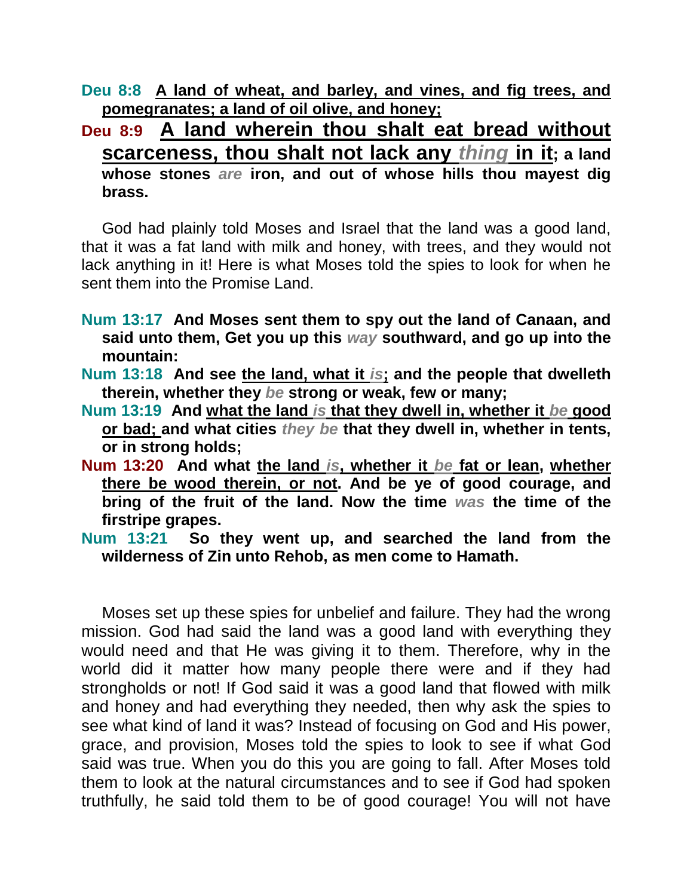**Deu 8:8 A land of wheat, and barley, and vines, and fig trees, and pomegranates; a land of oil olive, and honey;**

**Deu 8:9 A land wherein thou shalt eat bread without scarceness, thou shalt not lack any *thing* in it; a land whose stones *are* iron, and out of whose hills thou mayest dig brass.**

God had plainly told Moses and Israel that the land was a good land, that it was a fat land with milk and honey, with trees, and they would not lack anything in it! Here is what Moses told the spies to look for when he sent them into the Promise Land.

**Num 13:17 And Moses sent them to spy out the land of Canaan, and said unto them, Get you up this *way* southward, and go up into the mountain:**

**Num 13:18 And see the land, what it *is*; and the people that dwelleth therein, whether they *be* strong or weak, few or many;**

**Num 13:19 And what the land *is* that they dwell in, whether it *be* good or bad; and what cities *they be* that they dwell in, whether in tents, or in strong holds;**

**Num 13:20 And what the land *is*, whether it *be* fat or lean, whether there be wood therein, or not. And be ye of good courage, and bring of the fruit of the land. Now the time *was* the time of the firstripe grapes.**

**Num 13:21 So they went up, and searched the land from the wilderness of Zin unto Rehob, as men come to Hamath.**

Moses set up these spies for unbelief and failure. They had the wrong mission. God had said the land was a good land with everything they would need and that He was giving it to them. Therefore, why in the world did it matter how many people there were and if they had strongholds or not! If God said it was a good land that flowed with milk and honey and had everything they needed, then why ask the spies to see what kind of land it was? Instead of focusing on God and His power, grace, and provision, Moses told the spies to look to see if what God said was true. When you do this you are going to fall. After Moses told them to look at the natural circumstances and to see if God had spoken truthfully, he said told them to be of good courage! You will not have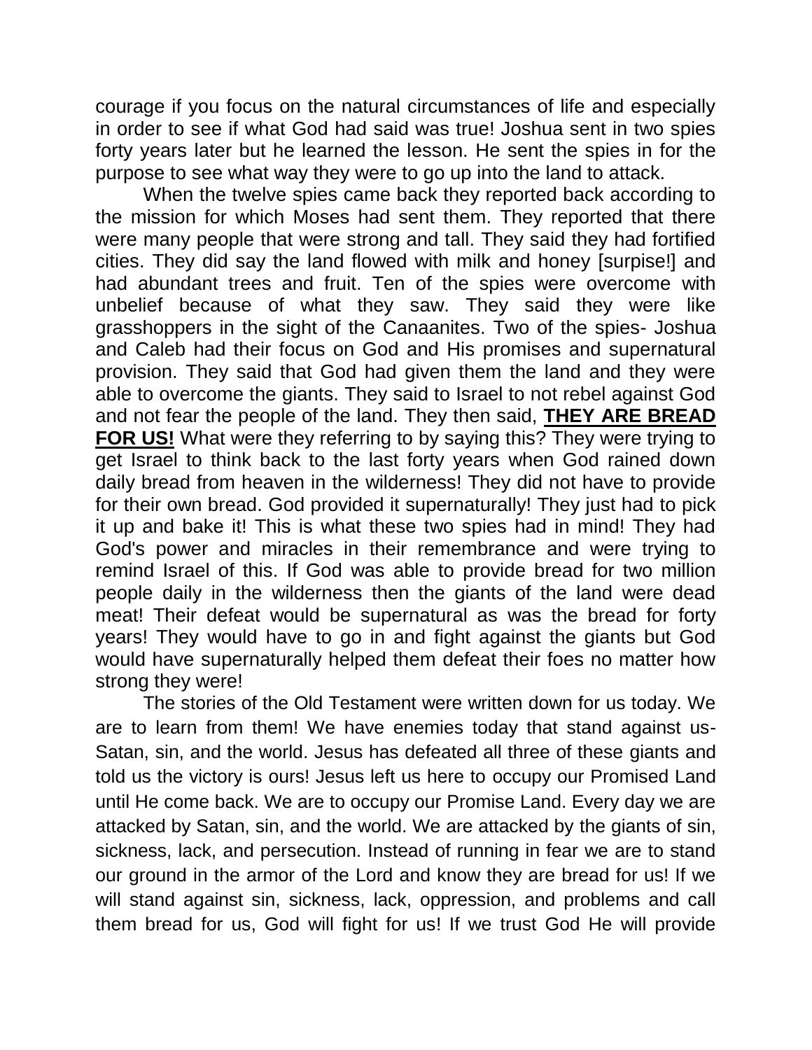courage if you focus on the natural circumstances of life and especially in order to see if what God had said was true! Joshua sent in two spies forty years later but he learned the lesson. He sent the spies in for the purpose to see what way they were to go up into the land to attack.

When the twelve spies came back they reported back according to the mission for which Moses had sent them. They reported that there were many people that were strong and tall. They said they had fortified cities. They did say the land flowed with milk and honey [surpise!] and had abundant trees and fruit. Ten of the spies were overcome with unbelief because of what they saw. They said they were like grasshoppers in the sight of the Canaanites. Two of the spies- Joshua and Caleb had their focus on God and His promises and supernatural provision. They said that God had given them the land and they were able to overcome the giants. They said to Israel to not rebel against God and not fear the people of the land. They then said, **<u>THEY ARE BREAD FOR US!</u>** What were they referring to by saying this? They were trying to get Israel to think back to the last forty years when God rained down daily bread from heaven in the wilderness! They did not have to provide for their own bread. God provided it supernaturally! They just had to pick it up and bake it! This is what these two spies had in mind! They had God's power and miracles in their remembrance and were trying to remind Israel of this. If God was able to provide bread for two million people daily in the wilderness then the giants of the land were dead meat! Their defeat would be supernatural as was the bread for forty years! They would have to go in and fight against the giants but God would have supernaturally helped them defeat their foes no matter how strong they were!

The stories of the Old Testament were written down for us today. We are to learn from them! We have enemies today that stand against us- Satan, sin, and the world. Jesus has defeated all three of these giants and told us the victory is ours! Jesus left us here to occupy our Promised Land until He come back. We are to occupy our Promise Land. Every day we are attacked by Satan, sin, and the world. We are attacked by the giants of sin, sickness, lack, and persecution. Instead of running in fear we are to stand our ground in the armor of the Lord and know they are bread for us! If we will stand against sin, sickness, lack, oppression, and problems and call them bread for us, God will fight for us! If we trust God He will provide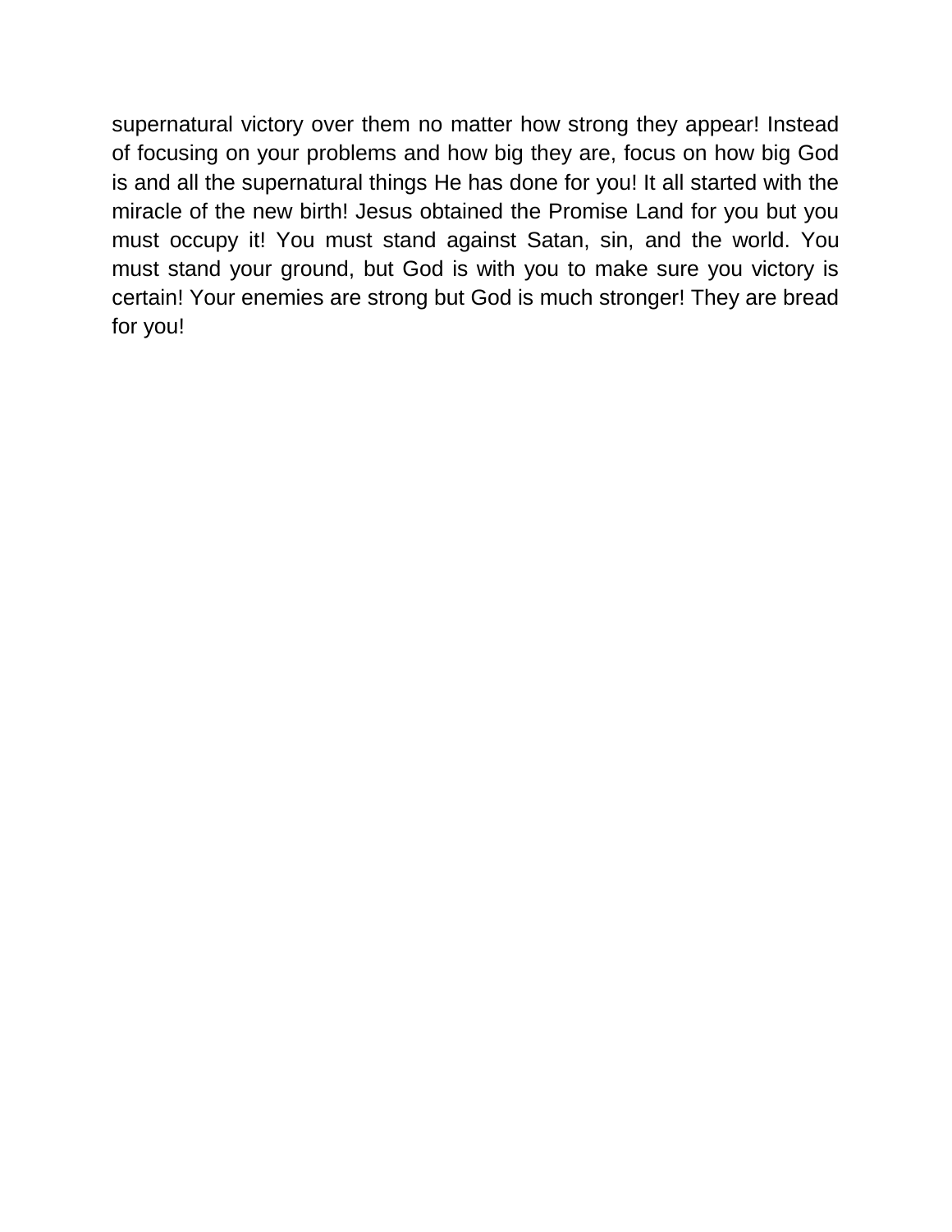supernatural victory over them no matter how strong they appear! Instead of focusing on your problems and how big they are, focus on how big God is and all the supernatural things He has done for you! It all started with the miracle of the new birth! Jesus obtained the Promise Land for you but you must occupy it! You must stand against Satan, sin, and the world. You must stand your ground, but God is with you to make sure you victory is certain! Your enemies are strong but God is much stronger! They are bread for you!